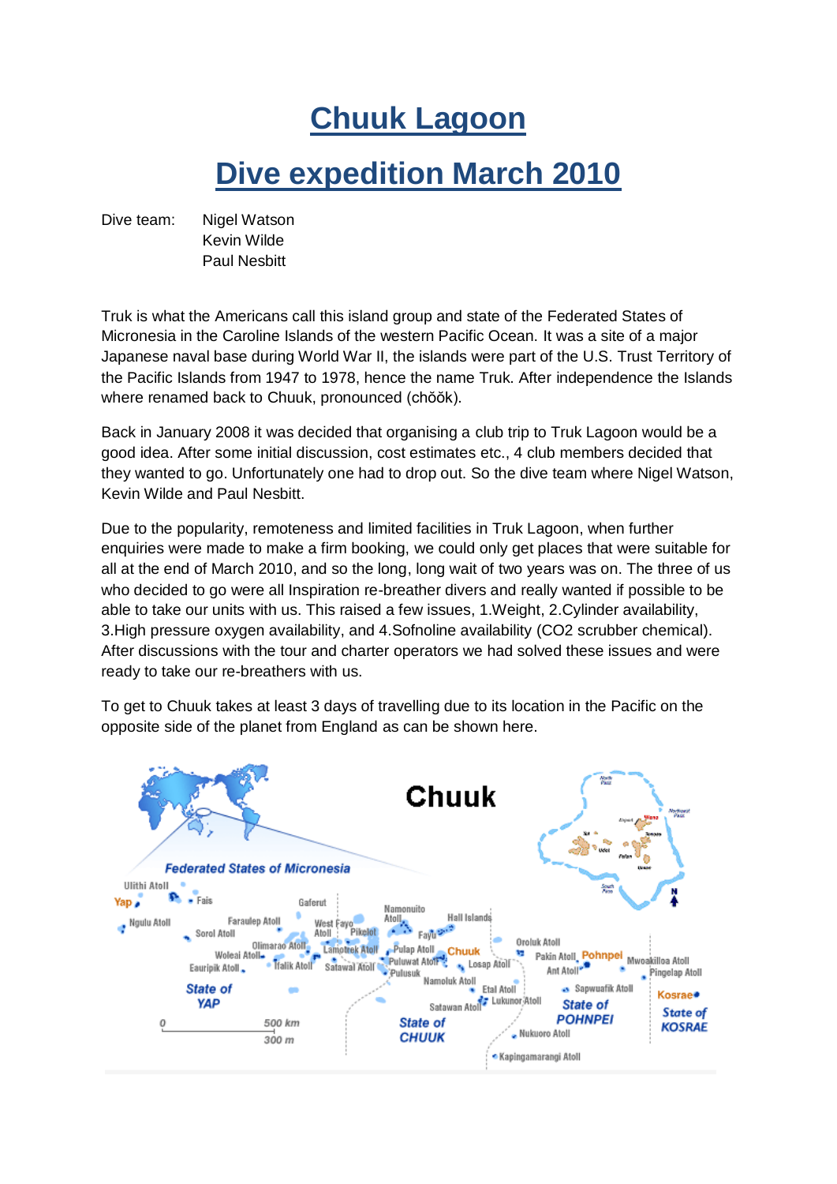# Chuuk Lagoon

# Dive expedition March 2010

Dive team: Nigel Watson
Kevin Wilde
Paul Nesbitt

Truk is what the Americans call this island group and state of the Federated States of Micronesia in the Caroline Islands of the western Pacific Ocean. It was a site of a major Japanese naval base during World War II, the islands were part of the U.S. Trust Territory of the Pacific Islands from 1947 to 1978, hence the name Truk. After independence the Islands where renamed back to Chuuk, pronounced (chōōk).

Back in January 2008 it was decided that organising a club trip to Truk Lagoon would be a good idea. After some initial discussion, cost estimates etc., 4 club members decided that they wanted to go. Unfortunately one had to drop out. So the dive team where Nigel Watson, Kevin Wilde and Paul Nesbitt.

Due to the popularity, remoteness and limited facilities in Truk Lagoon, when further enquiries were made to make a firm booking, we could only get places that were suitable for all at the end of March 2010, and so the long, long wait of two years was on. The three of us who decided to go were all Inspiration re-breather divers and really wanted if possible to be able to take our units with us. This raised a few issues, 1.Weight, 2.Cylinder availability, 3.High pressure oxygen availability, and 4.Sofnoline availability (CO2 scrubber chemical). After discussions with the tour and charter operators we had solved these issues and were ready to take our re-breathers with us.

To get to Chuuk takes at least 3 days of travelling due to its location in the Pacific on the opposite side of the planet from England as can be shown here.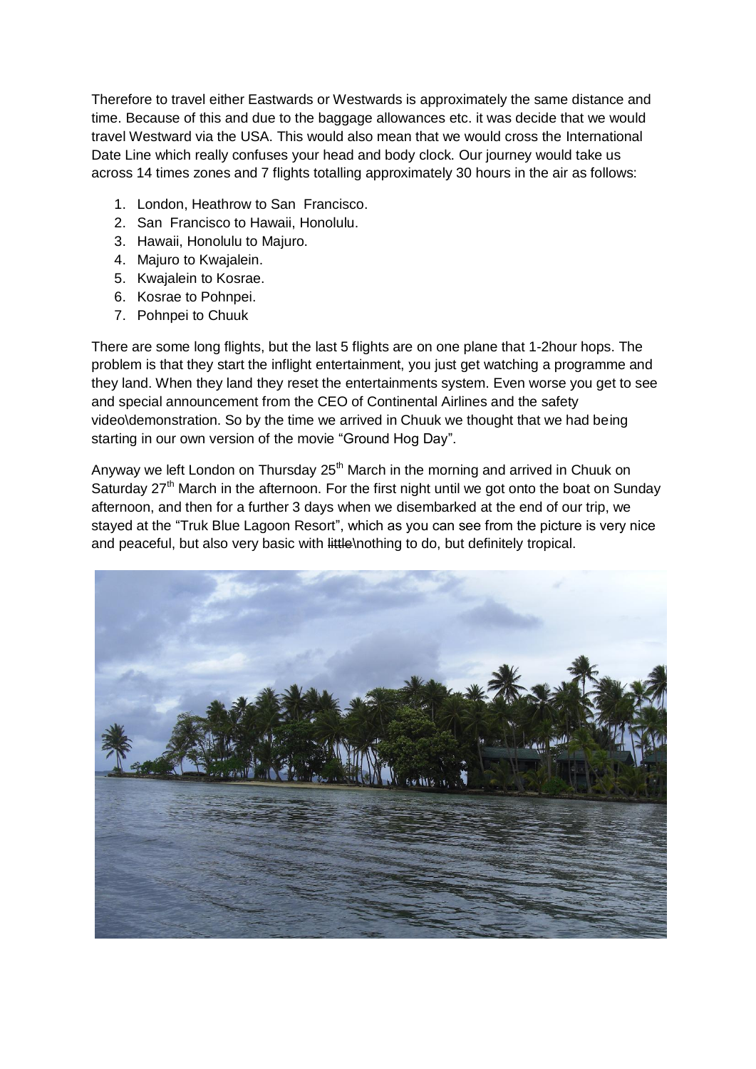Therefore to travel either Eastwards or Westwards is approximately the same distance and time. Because of this and due to the baggage allowances etc. it was decide that we would travel Westward via the USA. This would also mean that we would cross the International Date Line which really confuses your head and body clock. Our journey would take us across 14 times zones and 7 flights totalling approximately 30 hours in the air as follows:

1. London, Heathrow to San Francisco.
2. San Francisco to Hawaii, Honolulu.
3. Hawaii, Honolulu to Majuro.
4. Majuro to Kwajalein.
5. Kwajalein to Kosrae.
6. Kosrae to Pohnpei.
7. Pohnpei to Chuuk

There are some long flights, but the last 5 flights are on one plane that 1-2hour hops. The problem is that they start the inflight entertainment, you just get watching a programme and they land. When they land they reset the entertainments system. Even worse you get to see and special announcement from the CEO of Continental Airlines and the safety video\demonstration. So by the time we arrived in Chuuk we thought that we had being starting in our own version of the movie "Ground Hog Day".

Anyway we left London on Thursday 25th March in the morning and arrived in Chuuk on Saturday 27th March in the afternoon. For the first night until we got onto the boat on Sunday afternoon, and then for a further 3 days when we disembarked at the end of our trip, we stayed at the "Truk Blue Lagoon Resort", which as you can see from the picture is very nice and peaceful, but also very basic with ~~little~~\nothing to do, but definitely tropical.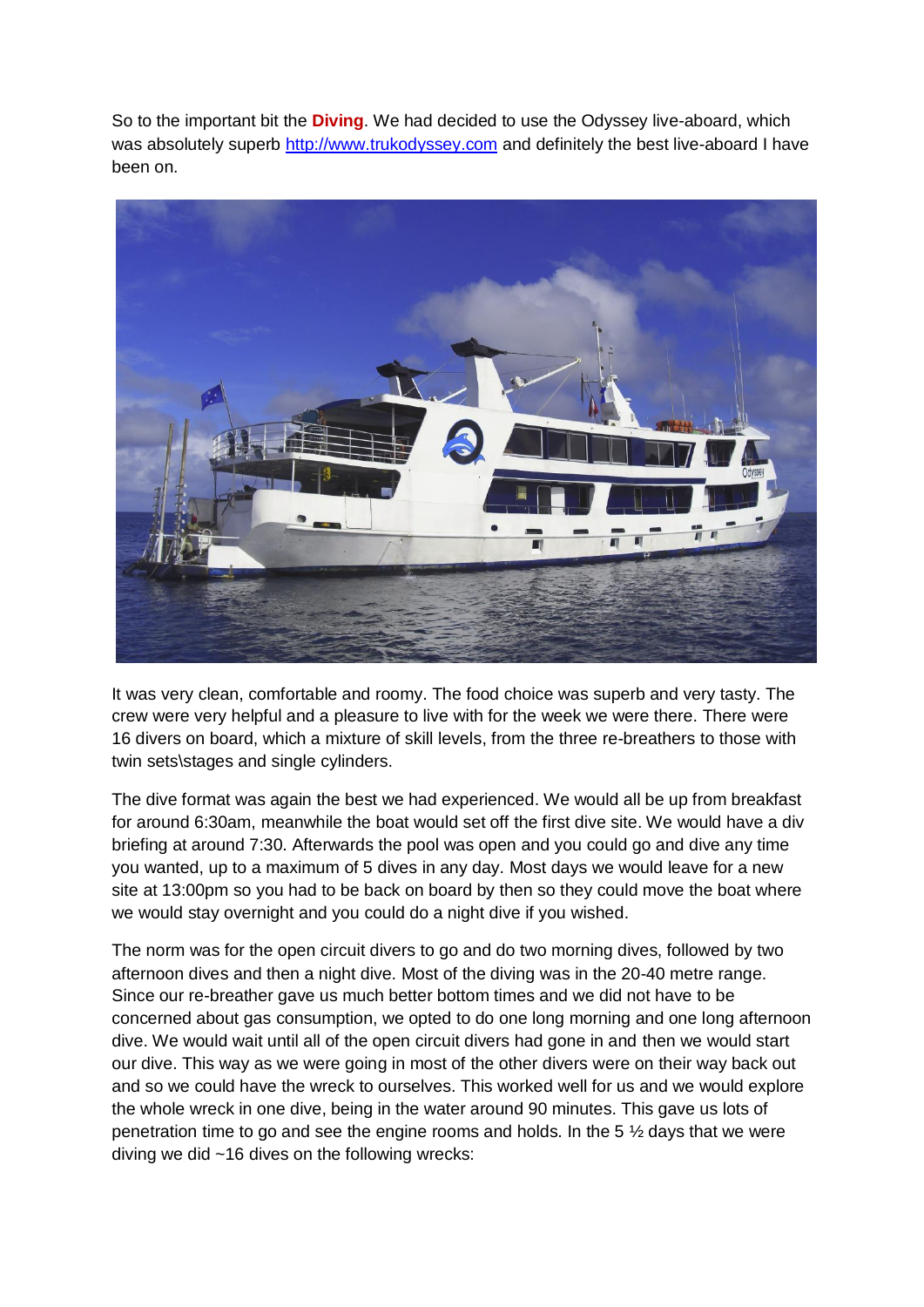So to the important bit the **Diving**. We had decided to use the Odyssey live-aboard, which was absolutely superb http://www.trukodyssey.com and definitely the best live-aboard I have been on.

It was very clean, comfortable and roomy. The food choice was superb and very tasty. The crew were very helpful and a pleasure to live with for the week we were there. There were 16 divers on board, which a mixture of skill levels, from the three re-breathers to those with twin sets\stages and single cylinders.

The dive format was again the best we had experienced. We would all be up from breakfast for around 6:30am, meanwhile the boat would set off the first dive site. We would have a div briefing at around 7:30. Afterwards the pool was open and you could go and dive any time you wanted, up to a maximum of 5 dives in any day. Most days we would leave for a new site at 13:00pm so you had to be back on board by then so they could move the boat where we would stay overnight and you could do a night dive if you wished.

The norm was for the open circuit divers to go and do two morning dives, followed by two afternoon dives and then a night dive. Most of the diving was in the 20-40 metre range. Since our re-breather gave us much better bottom times and we did not have to be concerned about gas consumption, we opted to do one long morning and one long afternoon dive. We would wait until all of the open circuit divers had gone in and then we would start our dive. This way as we were going in most of the other divers were on their way back out and so we could have the wreck to ourselves. This worked well for us and we would explore the whole wreck in one dive, being in the water around 90 minutes. This gave us lots of penetration time to go and see the engine rooms and holds. In the 5 ½ days that we were diving we did ~16 dives on the following wrecks: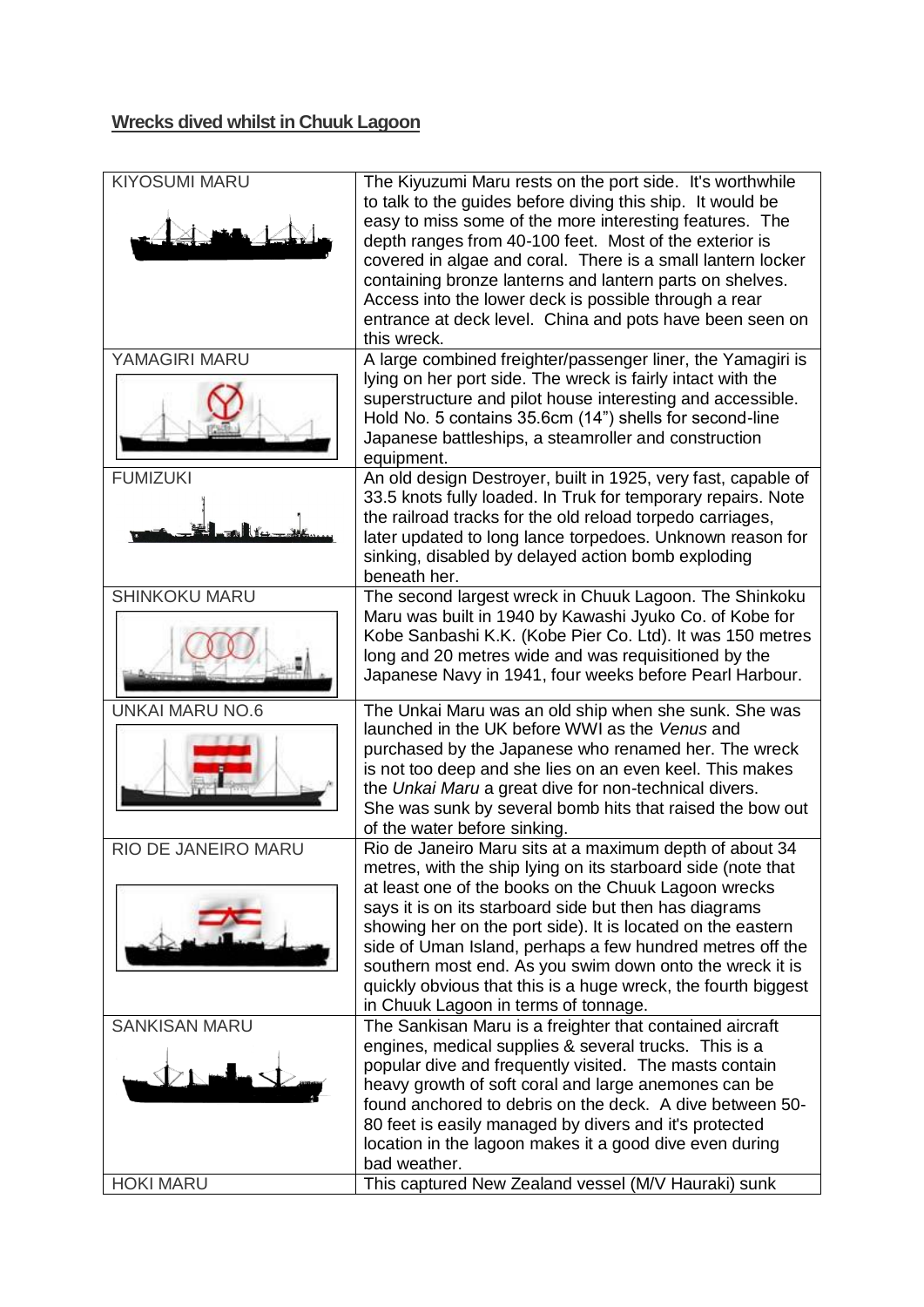## **Wrecks dived whilst in Chuuk Lagoon**

| | |
|---|---|
| KIYOSUMI MARU | The Kiyuzumi Maru rests on the port side. It's worthwhile to talk to the guides before diving this ship. It would be easy to miss some of the more interesting features. The depth ranges from 40-100 feet. Most of the exterior is covered in algae and coral. There is a small lantern locker containing bronze lanterns and lantern parts on shelves. Access into the lower deck is possible through a rear entrance at deck level. China and pots have been seen on this wreck. |
| YAMAGIRI MARU | A large combined freighter/passenger liner, the Yamagiri is lying on her port side. The wreck is fairly intact with the superstructure and pilot house interesting and accessible. Hold No. 5 contains 35.6cm (14") shells for second-line Japanese battleships, a steamroller and construction equipment. |
| FUMIZUKI | An old design Destroyer, built in 1925, very fast, capable of 33.5 knots fully loaded. In Truk for temporary repairs. Note the railroad tracks for the old reload torpedo carriages, later updated to long lance torpedoes. Unknown reason for sinking, disabled by delayed action bomb exploding beneath her. |
| SHINKOKU MARU | The second largest wreck in Chuuk Lagoon. The Shinkoku Maru was built in 1940 by Kawashi Jyuko Co. of Kobe for Kobe Sanbashi K.K. (Kobe Pier Co. Ltd). It was 150 metres long and 20 metres wide and was requisitioned by the Japanese Navy in 1941, four weeks before Pearl Harbour. |
| UNKAI MARU NO.6 | The Unkai Maru was an old ship when she sunk. She was launched in the UK before WWI as the *Venus* and purchased by the Japanese who renamed her. The wreck is not too deep and she lies on an even keel. This makes the *Unkai Maru* a great dive for non-technical divers. She was sunk by several bomb hits that raised the bow out of the water before sinking. |
| RIO DE JANEIRO MARU | Rio de Janeiro Maru sits at a maximum depth of about 34 metres, with the ship lying on its starboard side (note that at least one of the books on the Chuuk Lagoon wrecks says it is on its starboard side but then has diagrams showing her on the port side). It is located on the eastern side of Uman Island, perhaps a few hundred metres off the southern most end. As you swim down onto the wreck it is quickly obvious that this is a huge wreck, the fourth biggest in Chuuk Lagoon in terms of tonnage. |
| SANKISAN MARU | The Sankisan Maru is a freighter that contained aircraft engines, medical supplies & several trucks. This is a popular dive and frequently visited. The masts contain heavy growth of soft coral and large anemones can be found anchored to debris on the deck. A dive between 50-80 feet is easily managed by divers and it's protected location in the lagoon makes it a good dive even during bad weather. |
| HOKI MARU | This captured New Zealand vessel (M/V Hauraki) sunk |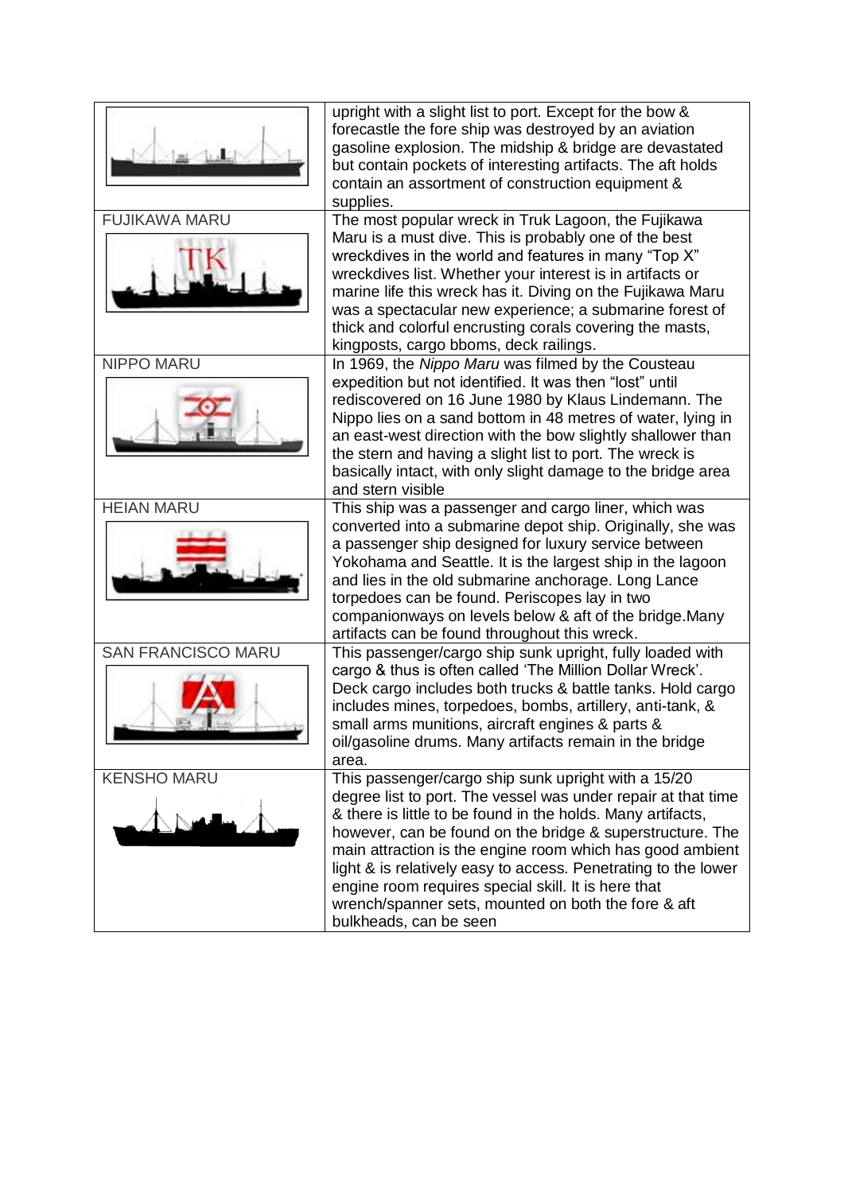| | |
|---|---|
| | upright with a slight list to port. Except for the bow & forecastle the fore ship was destroyed by an aviation gasoline explosion. The midship & bridge are devastated but contain pockets of interesting artifacts. The aft holds contain an assortment of construction equipment & supplies. |
| FUJIKAWA MARU | The most popular wreck in Truk Lagoon, the Fujikawa Maru is a must dive. This is probably one of the best wreckdives in the world and features in many "Top X" wreckdives list. Whether your interest is in artifacts or marine life this wreck has it. Diving on the Fujikawa Maru was a spectacular new experience; a submarine forest of thick and colorful encrusting corals covering the masts, kingposts, cargo bbooms, deck railings. |
| NIPPO MARU | In 1969, the *Nippo Maru* was filmed by the Cousteau expedition but not identified. It was then "lost" until rediscovered on 16 June 1980 by Klaus Lindemann. The Nippo lies on a sand bottom in 48 metres of water, lying in an east-west direction with the bow slightly shallower than the stern and having a slight list to port. The wreck is basically intact, with only slight damage to the bridge area and stern visible |
| HEIAN MARU | This ship was a passenger and cargo liner, which was converted into a submarine depot ship. Originally, she was a passenger ship designed for luxury service between Yokohama and Seattle. It is the largest ship in the lagoon and lies in the old submarine anchorage. Long Lance torpedoes can be found. Periscopes lay in two companionways on levels below & aft of the bridge.Many artifacts can be found throughout this wreck. |
| SAN FRANCISCO MARU | This passenger/cargo ship sunk upright, fully loaded with cargo & thus is often called 'The Million Dollar Wreck'. Deck cargo includes both trucks & battle tanks. Hold cargo includes mines, torpedoes, bombs, artillery, anti-tank, & small arms munitions, aircraft engines & parts & oil/gasoline drums. Many artifacts remain in the bridge area. |
| KENSHO MARU | This passenger/cargo ship sunk upright with a 15/20 degree list to port. The vessel was under repair at that time & there is little to be found in the holds. Many artifacts, however, can be found on the bridge & superstructure. The main attraction is the engine room which has good ambient light & is relatively easy to access. Penetrating to the lower engine room requires special skill. It is here that wrench/spanner sets, mounted on both the fore & aft bulkheads, can be seen |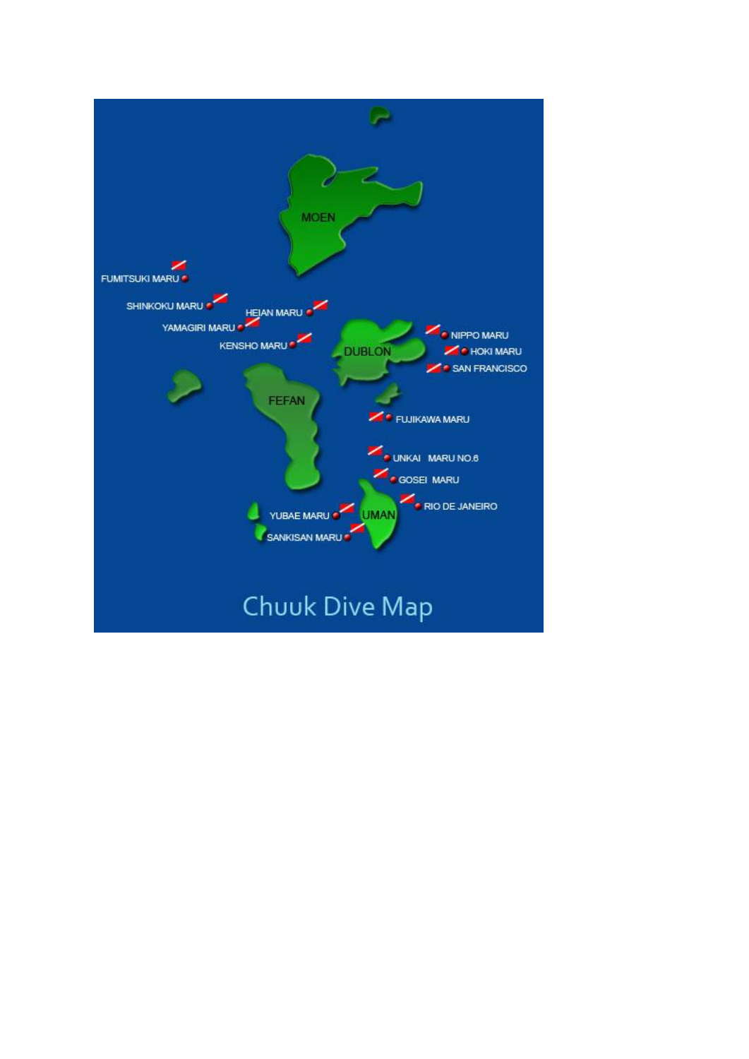MOEN

FUMITSUKI MARU

SHINKOKU MARU

HEIAN MARU

YAMAGIRI MARU

KENSHO MARU

NIPPO MARU

DUBLON

HOKI MARU

SAN FRANCISCO

FEFAN

FUJIKAWA MARU

UNKAI MARU NO.6

GOSEI MARU

RIO DE JANEIRO

YUBAE MARU

UMAN

SANKISAN MARU

Chuuk Dive Map